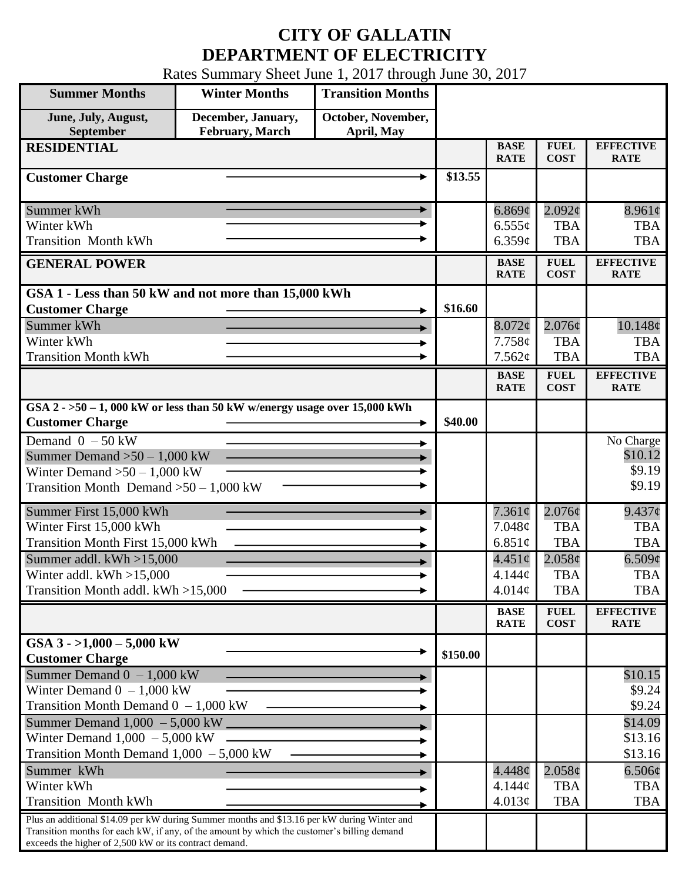# CITY OF GALLATIN
# DEPARTMENT OF ELECTRICITY

Rates Summary Sheet June 1, 2017 through June 30, 2017

| Summer Months | Winter Months | Transition Months |
|---|---|---|
| June, July, August, September | December, January, February, March | October, November, April, May |

| RESIDENTIAL | | BASE RATE | FUEL COST | EFFECTIVE RATE |
|---|---|---|---|---|
| Customer Charge | $13.55 | | | |
| Summer kWh | | 6.869¢ | 2.092¢ | 8.961¢ |
| Winter kWh | | 6.555¢ | TBA | TBA |
| Transition Month kWh | | 6.359¢ | TBA | TBA |

| GENERAL POWER | | BASE RATE | FUEL COST | EFFECTIVE RATE |
|---|---|---|---|---|
| **GSA 1 - Less than 50 kW and not more than 15,000 kWh** | | | | |
| Customer Charge | $16.60 | | | |
| Summer kWh | | 8.072¢ | 2.076¢ | 10.148¢ |
| Winter kWh | | 7.758¢ | TBA | TBA |
| Transition Month kWh | | 7.562¢ | TBA | TBA |

| | | BASE RATE | FUEL COST | EFFECTIVE RATE |
|---|---|---|---|---|
| **GSA 2 - >50 – 1, 000 kW or less than 50 kW w/energy usage over 15,000 kWh** | | | | |
| Customer Charge | $40.00 | | | |
| Demand 0 – 50 kW | | | | No Charge |
| Summer Demand >50 – 1,000 kW | | | | $10.12 |
| Winter Demand >50 – 1,000 kW | | | | $9.19 |
| Transition Month Demand >50 – 1,000 kW | | | | $9.19 |
| Summer First 15,000 kWh | | 7.361¢ | 2.076¢ | 9.437¢ |
| Winter First 15,000 kWh | | 7.048¢ | TBA | TBA |
| Transition Month First 15,000 kWh | | 6.851¢ | TBA | TBA |
| Summer addl. kWh >15,000 | | 4.451¢ | 2.058¢ | 6.509¢ |
| Winter addl. kWh >15,000 | | 4.144¢ | TBA | TBA |
| Transition Month addl. kWh >15,000 | | 4.014¢ | TBA | TBA |

| | | BASE RATE | FUEL COST | EFFECTIVE RATE |
|---|---|---|---|---|
| **GSA 3 - >1,000 – 5,000 kW** | | | | |
| Customer Charge | $150.00 | | | |
| Summer Demand 0 – 1,000 kW | | | | $10.15 |
| Winter Demand 0 – 1,000 kW | | | | $9.24 |
| Transition Month Demand 0 – 1,000 kW | | | | $9.24 |
| Summer Demand 1,000 – 5,000 kW | | | | $14.09 |
| Winter Demand 1,000 – 5,000 kW | | | | $13.16 |
| Transition Month Demand 1,000 – 5,000 kW | | | | $13.16 |
| Summer kWh | | 4.448¢ | 2.058¢ | 6.506¢ |
| Winter kWh | | 4.144¢ | TBA | TBA |
| Transition Month kWh | | 4.013¢ | TBA | TBA |
| Plus an additional $14.09 per kW during Summer months and $13.16 per kW during Winter and Transition months for each kW, if any, of the amount by which the customer's billing demand exceeds the higher of 2,500 kW or its contract demand. | | | | |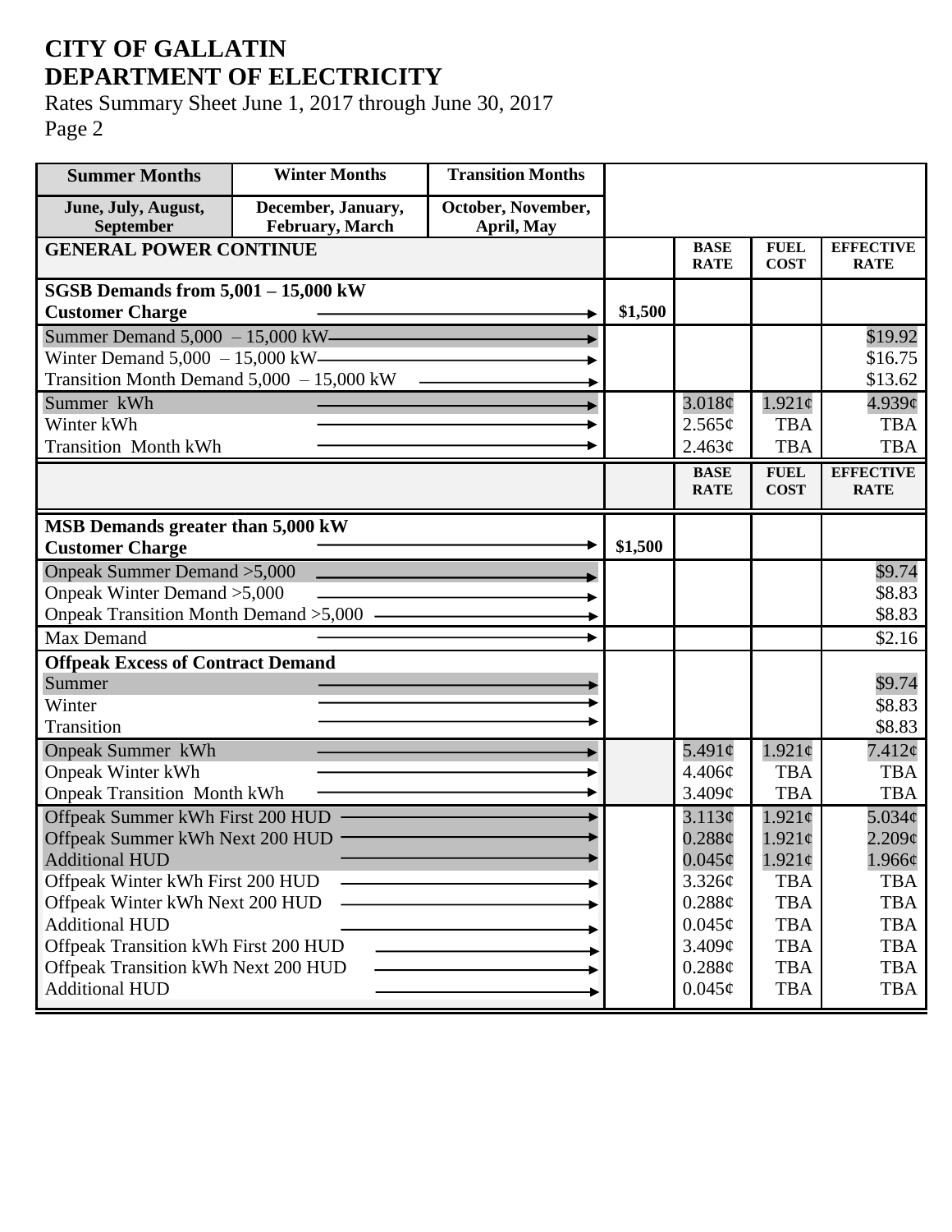# CITY OF GALLATIN
# DEPARTMENT OF ELECTRICITY

Rates Summary Sheet June 1, 2017 through June 30, 2017

Page 2

| Summer Months | Winter Months | Transition Months | | | | |
|---|---|---|---|---|---|---|
| June, July, August, September | December, January, February, March | October, November, April, May | | | | |
| **GENERAL POWER CONTINUE** | | | | **BASE RATE** | **FUEL COST** | **EFFECTIVE RATE** |
| **SGSB Demands from 5,001 – 15,000 kW** | | | | | | |
| **Customer Charge** | | | $1,500 | | | |
| Summer Demand 5,000 – 15,000 kW | | | | | | $19.92 |
| Winter Demand 5,000 – 15,000 kW | | | | | | $16.75 |
| Transition Month Demand 5,000 – 15,000 kW | | | | | | $13.62 |
| Summer kWh | | | | 3.018¢ | 1.921¢ | 4.939¢ |
| Winter kWh | | | | 2.565¢ | TBA | TBA |
| Transition Month kWh | | | | 2.463¢ | TBA | TBA |
| | | | | **BASE RATE** | **FUEL COST** | **EFFECTIVE RATE** |
| **MSB Demands greater than 5,000 kW** | | | | | | |
| **Customer Charge** | | | $1,500 | | | |
| Onpeak Summer Demand >5,000 | | | | | | $9.74 |
| Onpeak Winter Demand >5,000 | | | | | | $8.83 |
| Onpeak Transition Month Demand >5,000 | | | | | | $8.83 |
| Max Demand | | | | | | $2.16 |
| **Offpeak Excess of Contract Demand** | | | | | | |
| Summer | | | | | | $9.74 |
| Winter | | | | | | $8.83 |
| Transition | | | | | | $8.83 |
| Onpeak Summer kWh | | | | 5.491¢ | 1.921¢ | 7.412¢ |
| Onpeak Winter kWh | | | | 4.406¢ | TBA | TBA |
| Onpeak Transition Month kWh | | | | 3.409¢ | TBA | TBA |
| Offpeak Summer kWh First 200 HUD | | | | 3.113¢ | 1.921¢ | 5.034¢ |
| Offpeak Summer kWh Next 200 HUD | | | | 0.288¢ | 1.921¢ | 2.209¢ |
| Additional HUD | | | | 0.045¢ | 1.921¢ | 1.966¢ |
| Offpeak Winter kWh First 200 HUD | | | | 3.326¢ | TBA | TBA |
| Offpeak Winter kWh Next 200 HUD | | | | 0.288¢ | TBA | TBA |
| Additional HUD | | | | 0.045¢ | TBA | TBA |
| Offpeak Transition kWh First 200 HUD | | | | 3.409¢ | TBA | TBA |
| Offpeak Transition kWh Next 200 HUD | | | | 0.288¢ | TBA | TBA |
| Additional HUD | | | | 0.045¢ | TBA | TBA |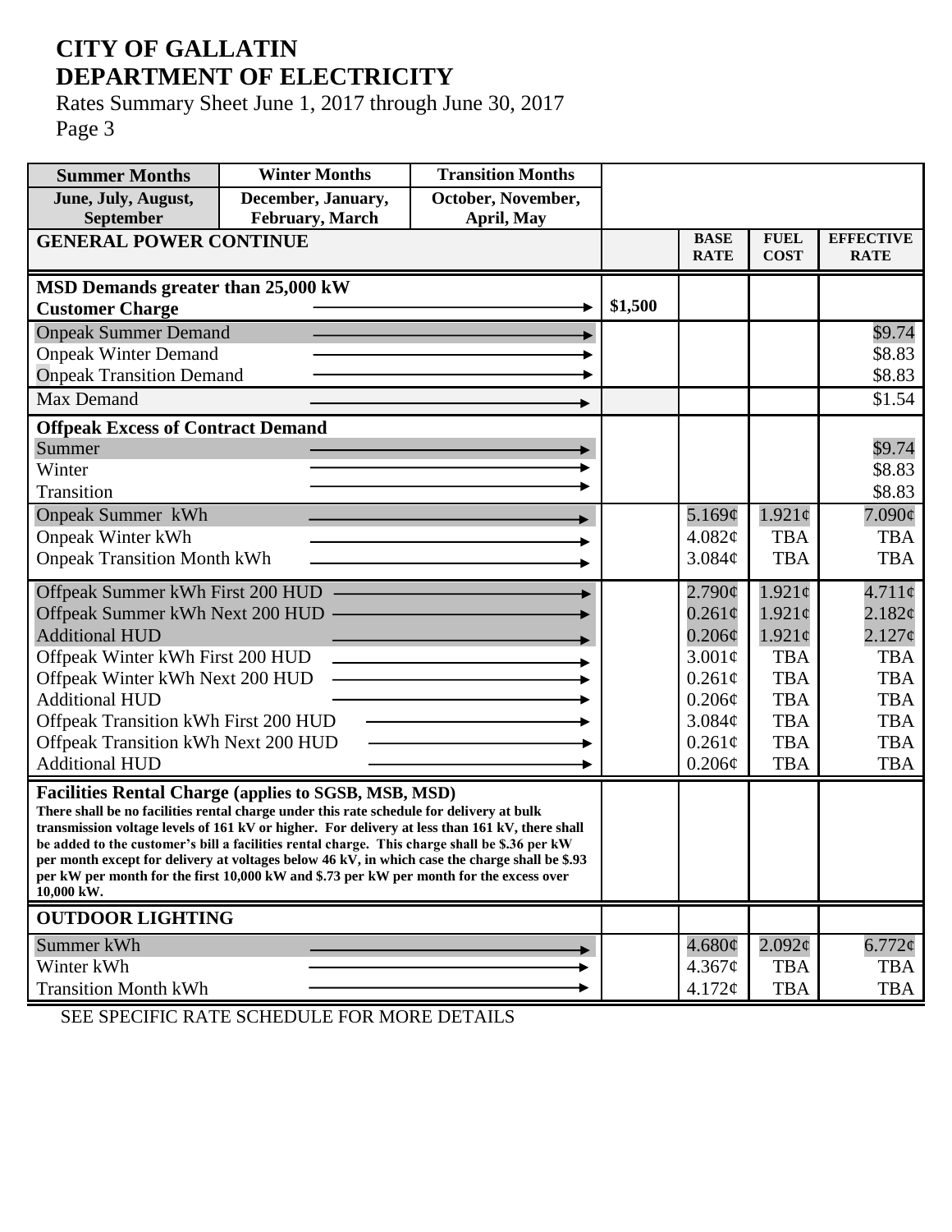# CITY OF GALLATIN
# DEPARTMENT OF ELECTRICITY

Rates Summary Sheet June 1, 2017 through June 30, 2017

| Summer Months | Winter Months | Transition Months | | | | |
|---|---|---|---|---|---|---|
| June, July, August, September | December, January, February, March | October, November, April, May | | | | |
| **GENERAL POWER CONTINUE** | | | | **BASE RATE** | **FUEL COST** | **EFFECTIVE RATE** |
| **MSD Demands greater than 25,000 kW** | | | | | | |
| **Customer Charge** | | | $1,500 | | | |
| Onpeak Summer Demand | | | | | | $9.74 |
| Onpeak Winter Demand | | | | | | $8.83 |
| Onpeak Transition Demand | | | | | | $8.83 |
| Max Demand | | | | | | $1.54 |
| **Offpeak Excess of Contract Demand** | | | | | | |
| Summer | | | | | | $9.74 |
| Winter | | | | | | $8.83 |
| Transition | | | | | | $8.83 |
| Onpeak Summer kWh | | | | 5.169¢ | 1.921¢ | 7.090¢ |
| Onpeak Winter kWh | | | | 4.082¢ | TBA | TBA |
| Onpeak Transition Month kWh | | | | 3.084¢ | TBA | TBA |
| Offpeak Summer kWh First 200 HUD | | | | 2.790¢ | 1.921¢ | 4.711¢ |
| Offpeak Summer kWh Next 200 HUD | | | | 0.261¢ | 1.921¢ | 2.182¢ |
| Additional HUD | | | | 0.206¢ | 1.921¢ | 2.127¢ |
| Offpeak Winter kWh First 200 HUD | | | | 3.001¢ | TBA | TBA |
| Offpeak Winter kWh Next 200 HUD | | | | 0.261¢ | TBA | TBA |
| Additional HUD | | | | 0.206¢ | TBA | TBA |
| Offpeak Transition kWh First 200 HUD | | | | 3.084¢ | TBA | TBA |
| Offpeak Transition kWh Next 200 HUD | | | | 0.261¢ | TBA | TBA |
| Additional HUD | | | | 0.206¢ | TBA | TBA |
| **Facilities Rental Charge (applies to SGSB, MSB, MSD)** There shall be no facilities rental charge under this rate schedule for delivery at bulk transmission voltage levels of 161 kV or higher. For delivery at less than 161 kV, there shall be added to the customer's bill a facilities rental charge. This charge shall be $.36 per kW per month except for delivery at voltages below 46 kV, in which case the charge shall be $.93 per kW per month for the first 10,000 kW and $.73 per kW per month for the excess over 10,000 kW. | | | | | | |
| **OUTDOOR LIGHTING** | | | | | | |
| Summer kWh | | | | 4.680¢ | 2.092¢ | 6.772¢ |
| Winter kWh | | | | 4.367¢ | TBA | TBA |
| Transition Month kWh | | | | 4.172¢ | TBA | TBA |

SEE SPECIFIC RATE SCHEDULE FOR MORE DETAILS